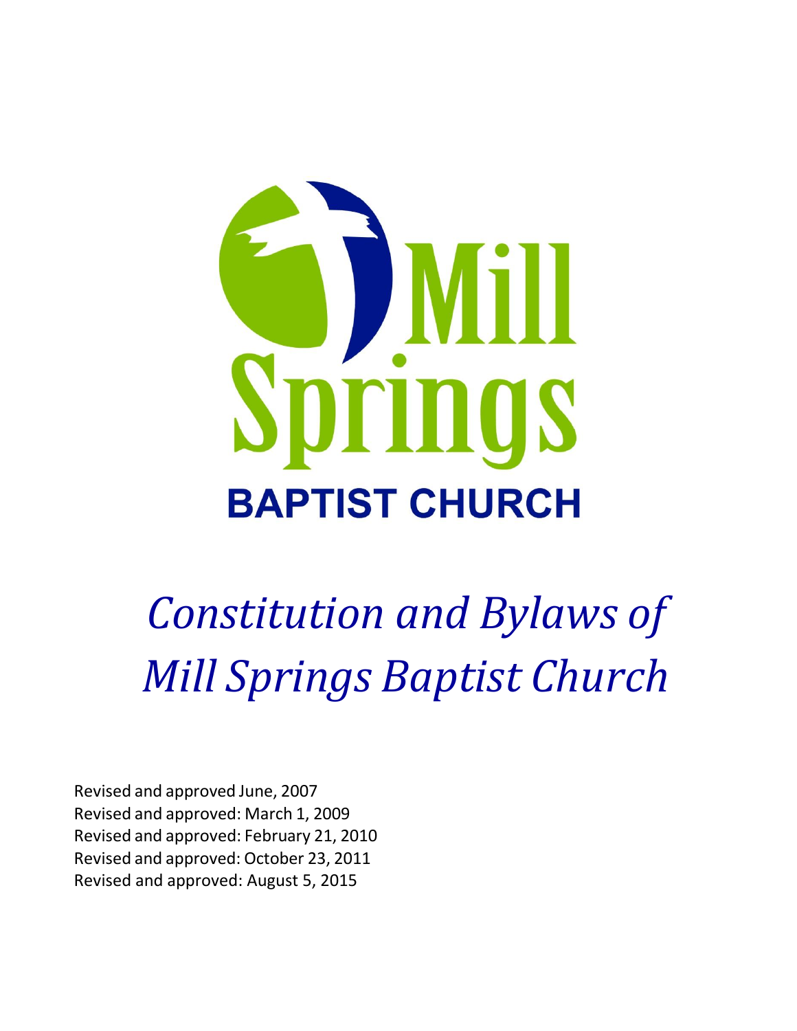Mill Springs

BAPTIST CHURCH

# *Constitution and Bylaws of Mill Springs Baptist Church*

Revised and approved June, 2007
Revised and approved: March 1, 2009
Revised and approved: February 21, 2010
Revised and approved: October 23, 2011
Revised and approved: August 5, 2015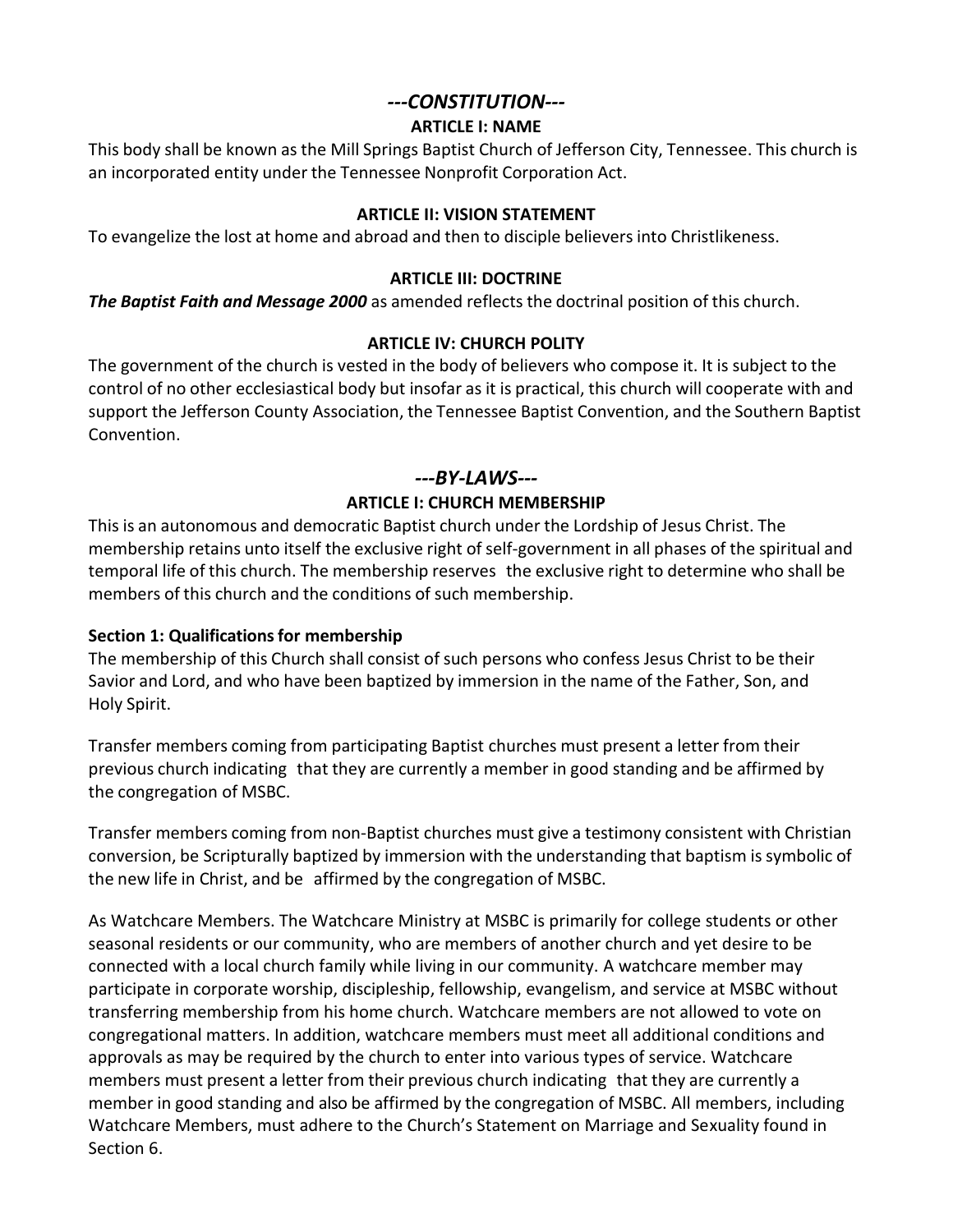# *---CONSTITUTION---*

## ARTICLE I: NAME

This body shall be known as the Mill Springs Baptist Church of Jefferson City, Tennessee. This church is an incorporated entity under the Tennessee Nonprofit Corporation Act.

## ARTICLE II: VISION STATEMENT

To evangelize the lost at home and abroad and then to disciple believers into Christlikeness.

## ARTICLE III: DOCTRINE

***The Baptist Faith and Message 2000*** as amended reflects the doctrinal position of this church.

## ARTICLE IV: CHURCH POLITY

The government of the church is vested in the body of believers who compose it. It is subject to the control of no other ecclesiastical body but insofar as it is practical, this church will cooperate with and support the Jefferson County Association, the Tennessee Baptist Convention, and the Southern Baptist Convention.

# *---BY-LAWS---*

## ARTICLE I: CHURCH MEMBERSHIP

This is an autonomous and democratic Baptist church under the Lordship of Jesus Christ. The membership retains unto itself the exclusive right of self-government in all phases of the spiritual and temporal life of this church. The membership reserves the exclusive right to determine who shall be members of this church and the conditions of such membership.

### Section 1: Qualifications for membership

The membership of this Church shall consist of such persons who confess Jesus Christ to be their Savior and Lord, and who have been baptized by immersion in the name of the Father, Son, and Holy Spirit.

Transfer members coming from participating Baptist churches must present a letter from their previous church indicating that they are currently a member in good standing and be affirmed by the congregation of MSBC.

Transfer members coming from non-Baptist churches must give a testimony consistent with Christian conversion, be Scripturally baptized by immersion with the understanding that baptism is symbolic of the new life in Christ, and be affirmed by the congregation of MSBC.

As Watchcare Members. The Watchcare Ministry at MSBC is primarily for college students or other seasonal residents or our community, who are members of another church and yet desire to be connected with a local church family while living in our community. A watchcare member may participate in corporate worship, discipleship, fellowship, evangelism, and service at MSBC without transferring membership from his home church. Watchcare members are not allowed to vote on congregational matters. In addition, watchcare members must meet all additional conditions and approvals as may be required by the church to enter into various types of service. Watchcare members must present a letter from their previous church indicating that they are currently a member in good standing and also be affirmed by the congregation of MSBC. All members, including Watchcare Members, must adhere to the Church's Statement on Marriage and Sexuality found in Section 6.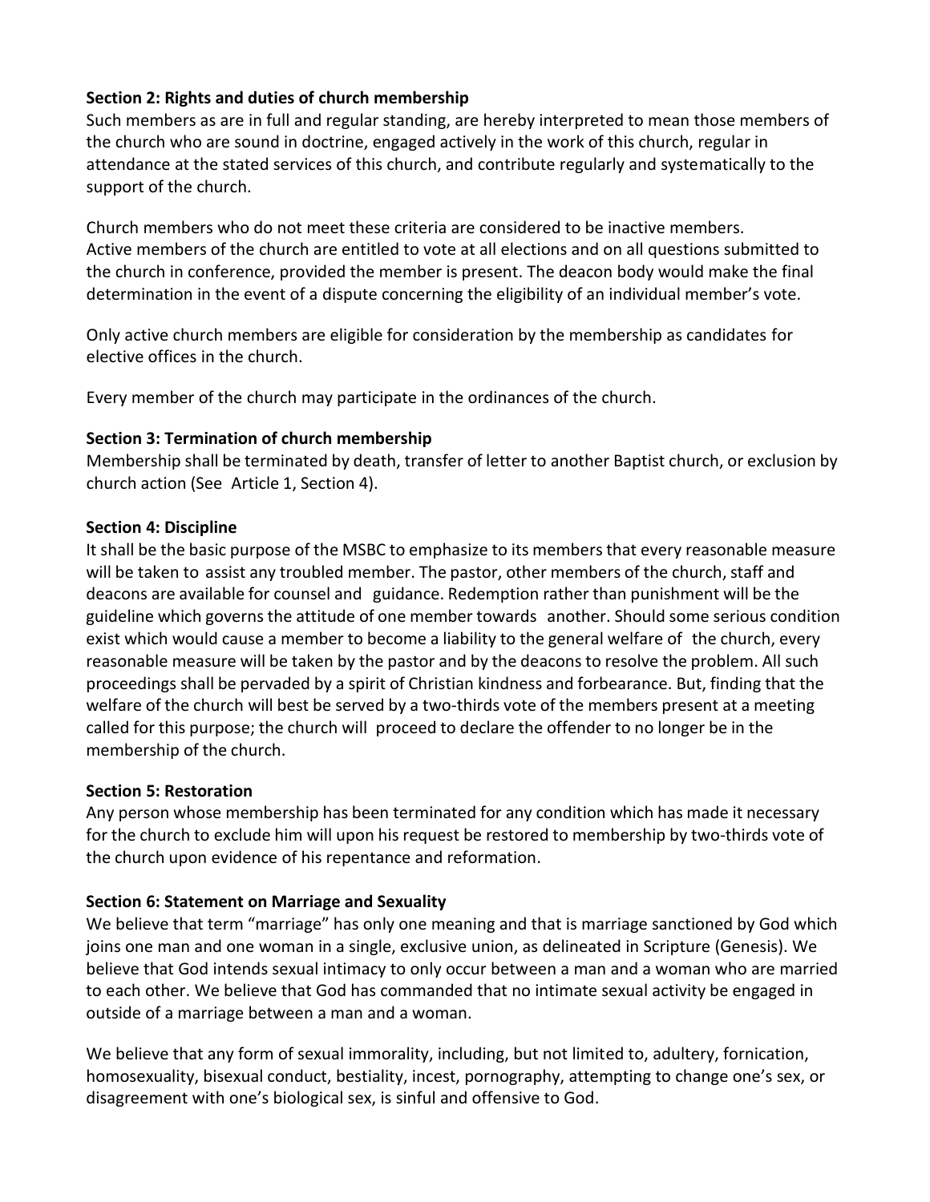**Section 2: Rights and duties of church membership**

Such members as are in full and regular standing, are hereby interpreted to mean those members of the church who are sound in doctrine, engaged actively in the work of this church, regular in attendance at the stated services of this church, and contribute regularly and systematically to the support of the church.

Church members who do not meet these criteria are considered to be inactive members. Active members of the church are entitled to vote at all elections and on all questions submitted to the church in conference, provided the member is present. The deacon body would make the final determination in the event of a dispute concerning the eligibility of an individual member's vote.

Only active church members are eligible for consideration by the membership as candidates for elective offices in the church.

Every member of the church may participate in the ordinances of the church.

**Section 3: Termination of church membership**

Membership shall be terminated by death, transfer of letter to another Baptist church, or exclusion by church action (See Article 1, Section 4).

**Section 4: Discipline**

It shall be the basic purpose of the MSBC to emphasize to its members that every reasonable measure will be taken to assist any troubled member. The pastor, other members of the church, staff and deacons are available for counsel and guidance. Redemption rather than punishment will be the guideline which governs the attitude of one member towards another. Should some serious condition exist which would cause a member to become a liability to the general welfare of the church, every reasonable measure will be taken by the pastor and by the deacons to resolve the problem. All such proceedings shall be pervaded by a spirit of Christian kindness and forbearance. But, finding that the welfare of the church will best be served by a two-thirds vote of the members present at a meeting called for this purpose; the church will proceed to declare the offender to no longer be in the membership of the church.

**Section 5: Restoration**

Any person whose membership has been terminated for any condition which has made it necessary for the church to exclude him will upon his request be restored to membership by two-thirds vote of the church upon evidence of his repentance and reformation.

**Section 6: Statement on Marriage and Sexuality**

We believe that term "marriage" has only one meaning and that is marriage sanctioned by God which joins one man and one woman in a single, exclusive union, as delineated in Scripture (Genesis). We believe that God intends sexual intimacy to only occur between a man and a woman who are married to each other. We believe that God has commanded that no intimate sexual activity be engaged in outside of a marriage between a man and a woman.

We believe that any form of sexual immorality, including, but not limited to, adultery, fornication, homosexuality, bisexual conduct, bestiality, incest, pornography, attempting to change one's sex, or disagreement with one's biological sex, is sinful and offensive to God.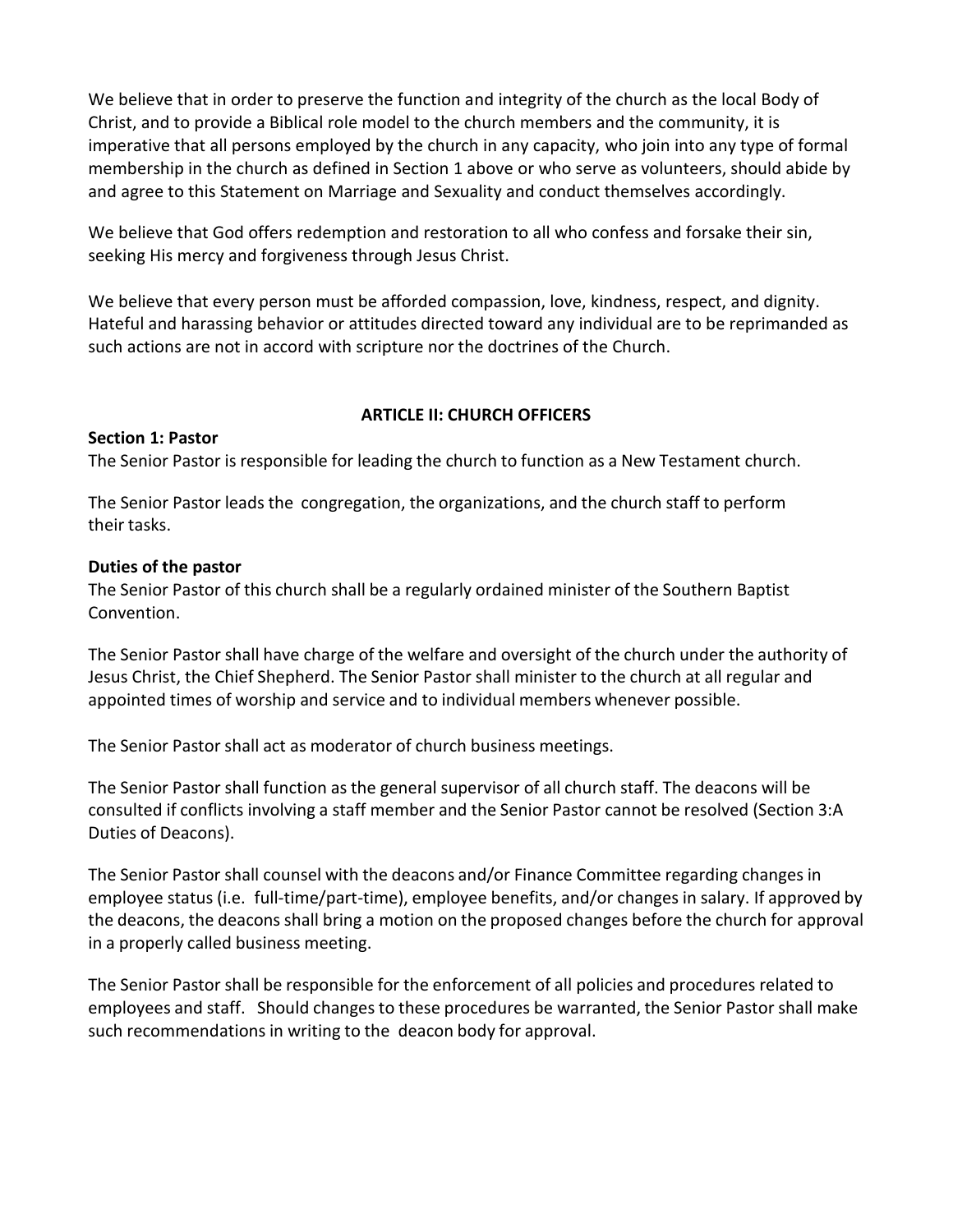We believe that in order to preserve the function and integrity of the church as the local Body of Christ, and to provide a Biblical role model to the church members and the community, it is imperative that all persons employed by the church in any capacity, who join into any type of formal membership in the church as defined in Section 1 above or who serve as volunteers, should abide by and agree to this Statement on Marriage and Sexuality and conduct themselves accordingly.

We believe that God offers redemption and restoration to all who confess and forsake their sin, seeking His mercy and forgiveness through Jesus Christ.

We believe that every person must be afforded compassion, love, kindness, respect, and dignity. Hateful and harassing behavior or attitudes directed toward any individual are to be reprimanded as such actions are not in accord with scripture nor the doctrines of the Church.

## ARTICLE II: CHURCH OFFICERS

### Section 1: Pastor

The Senior Pastor is responsible for leading the church to function as a New Testament church.

The Senior Pastor leads the congregation, the organizations, and the church staff to perform their tasks.

#### Duties of the pastor

The Senior Pastor of this church shall be a regularly ordained minister of the Southern Baptist Convention.

The Senior Pastor shall have charge of the welfare and oversight of the church under the authority of Jesus Christ, the Chief Shepherd. The Senior Pastor shall minister to the church at all regular and appointed times of worship and service and to individual members whenever possible.

The Senior Pastor shall act as moderator of church business meetings.

The Senior Pastor shall function as the general supervisor of all church staff. The deacons will be consulted if conflicts involving a staff member and the Senior Pastor cannot be resolved (Section 3:A Duties of Deacons).

The Senior Pastor shall counsel with the deacons and/or Finance Committee regarding changes in employee status (i.e. full-time/part-time), employee benefits, and/or changes in salary. If approved by the deacons, the deacons shall bring a motion on the proposed changes before the church for approval in a properly called business meeting.

The Senior Pastor shall be responsible for the enforcement of all policies and procedures related to employees and staff. Should changes to these procedures be warranted, the Senior Pastor shall make such recommendations in writing to the deacon body for approval.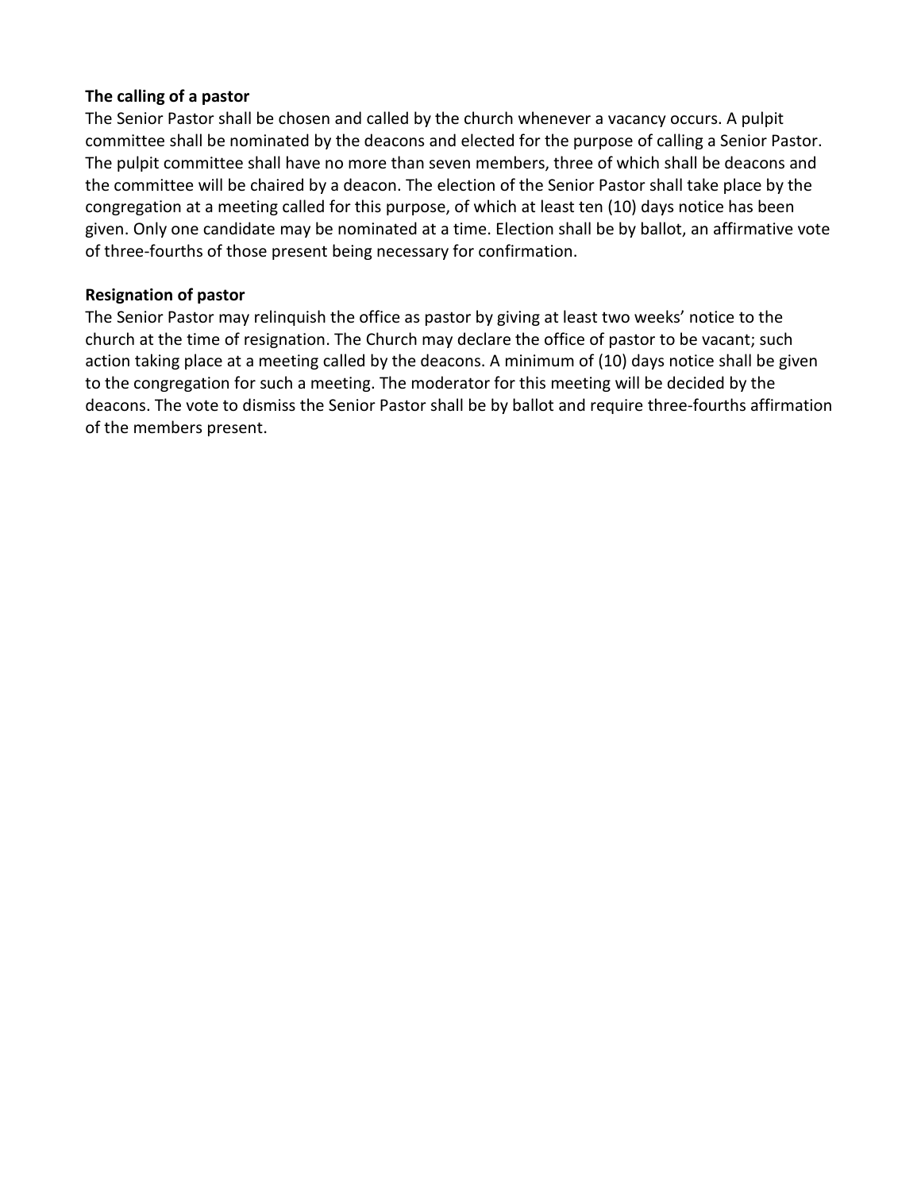**The calling of a pastor**
The Senior Pastor shall be chosen and called by the church whenever a vacancy occurs. A pulpit committee shall be nominated by the deacons and elected for the purpose of calling a Senior Pastor. The pulpit committee shall have no more than seven members, three of which shall be deacons and the committee will be chaired by a deacon. The election of the Senior Pastor shall take place by the congregation at a meeting called for this purpose, of which at least ten (10) days notice has been given. Only one candidate may be nominated at a time. Election shall be by ballot, an affirmative vote of three-fourths of those present being necessary for confirmation.

**Resignation of pastor**
The Senior Pastor may relinquish the office as pastor by giving at least two weeks' notice to the church at the time of resignation. The Church may declare the office of pastor to be vacant; such action taking place at a meeting called by the deacons. A minimum of (10) days notice shall be given to the congregation for such a meeting. The moderator for this meeting will be decided by the deacons. The vote to dismiss the Senior Pastor shall be by ballot and require three-fourths affirmation of the members present.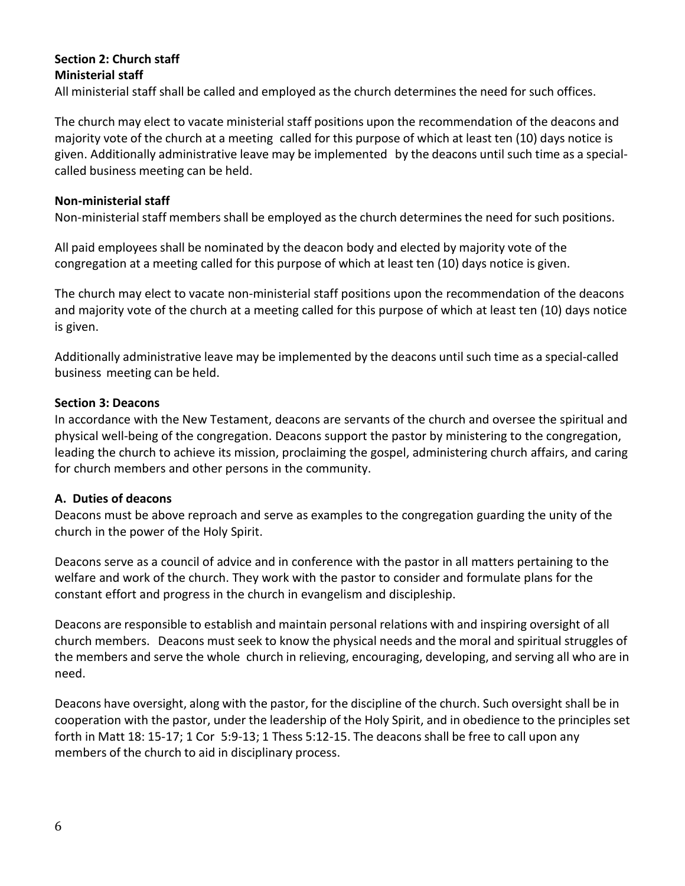**Section 2: Church staff**

**Ministerial staff**

All ministerial staff shall be called and employed as the church determines the need for such offices.

The church may elect to vacate ministerial staff positions upon the recommendation of the deacons and majority vote of the church at a meeting called for this purpose of which at least ten (10) days notice is given. Additionally administrative leave may be implemented by the deacons until such time as a special-called business meeting can be held.

**Non-ministerial staff**

Non-ministerial staff members shall be employed as the church determines the need for such positions.

All paid employees shall be nominated by the deacon body and elected by majority vote of the congregation at a meeting called for this purpose of which at least ten (10) days notice is given.

The church may elect to vacate non-ministerial staff positions upon the recommendation of the deacons and majority vote of the church at a meeting called for this purpose of which at least ten (10) days notice is given.

Additionally administrative leave may be implemented by the deacons until such time as a special-called business meeting can be held.

**Section 3: Deacons**

In accordance with the New Testament, deacons are servants of the church and oversee the spiritual and physical well-being of the congregation. Deacons support the pastor by ministering to the congregation, leading the church to achieve its mission, proclaiming the gospel, administering church affairs, and caring for church members and other persons in the community.

**A. Duties of deacons**

Deacons must be above reproach and serve as examples to the congregation guarding the unity of the church in the power of the Holy Spirit.

Deacons serve as a council of advice and in conference with the pastor in all matters pertaining to the welfare and work of the church. They work with the pastor to consider and formulate plans for the constant effort and progress in the church in evangelism and discipleship.

Deacons are responsible to establish and maintain personal relations with and inspiring oversight of all church members. Deacons must seek to know the physical needs and the moral and spiritual struggles of the members and serve the whole church in relieving, encouraging, developing, and serving all who are in need.

Deacons have oversight, along with the pastor, for the discipline of the church. Such oversight shall be in cooperation with the pastor, under the leadership of the Holy Spirit, and in obedience to the principles set forth in Matt 18: 15-17; 1 Cor 5:9-13; 1 Thess 5:12-15. The deacons shall be free to call upon any members of the church to aid in disciplinary process.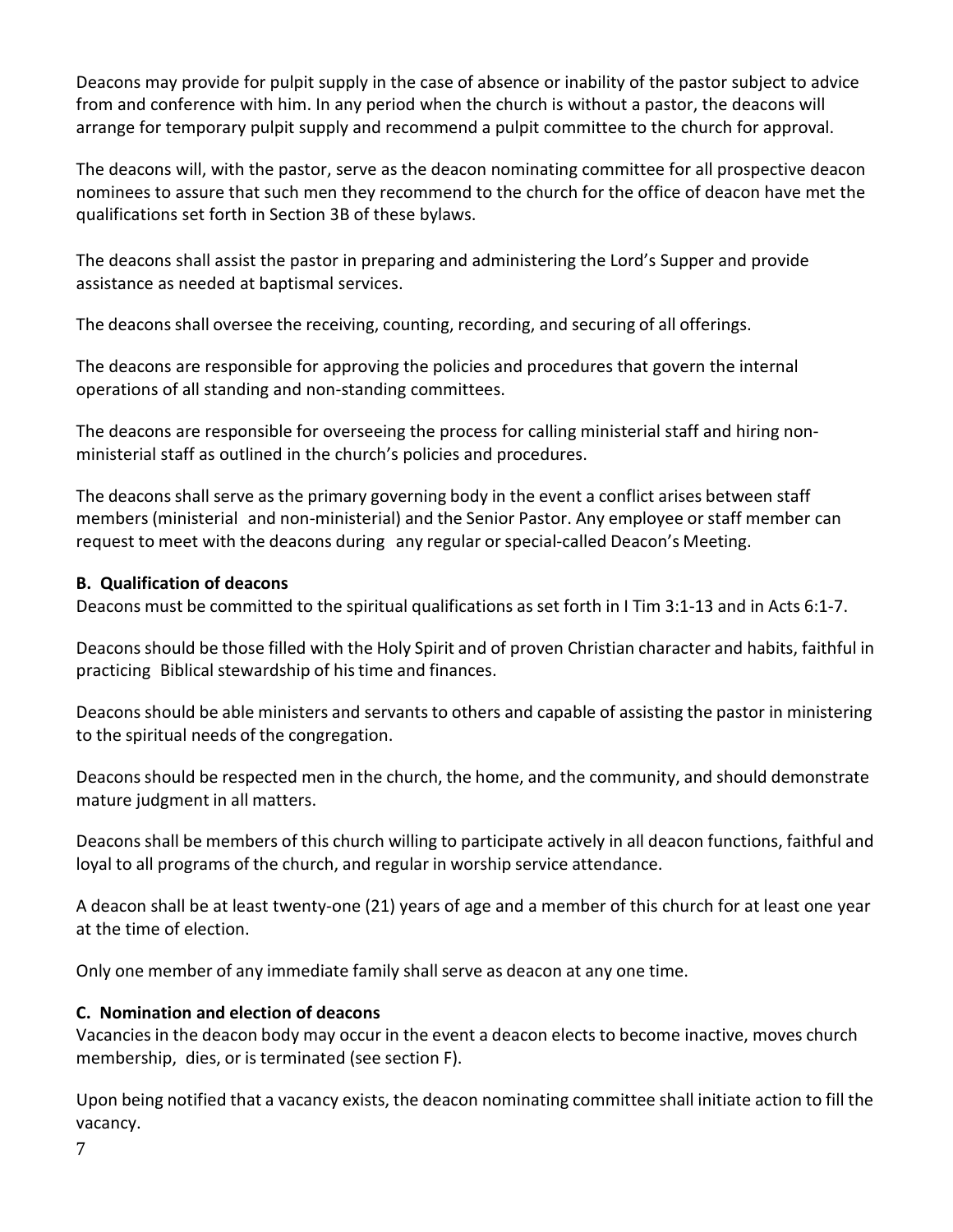Deacons may provide for pulpit supply in the case of absence or inability of the pastor subject to advice from and conference with him. In any period when the church is without a pastor, the deacons will arrange for temporary pulpit supply and recommend a pulpit committee to the church for approval.

The deacons will, with the pastor, serve as the deacon nominating committee for all prospective deacon nominees to assure that such men they recommend to the church for the office of deacon have met the qualifications set forth in Section 3B of these bylaws.

The deacons shall assist the pastor in preparing and administering the Lord's Supper and provide assistance as needed at baptismal services.

The deacons shall oversee the receiving, counting, recording, and securing of all offerings.

The deacons are responsible for approving the policies and procedures that govern the internal operations of all standing and non-standing committees.

The deacons are responsible for overseeing the process for calling ministerial staff and hiring non-ministerial staff as outlined in the church's policies and procedures.

The deacons shall serve as the primary governing body in the event a conflict arises between staff members (ministerial and non-ministerial) and the Senior Pastor. Any employee or staff member can request to meet with the deacons during any regular or special-called Deacon's Meeting.

**B. Qualification of deacons**

Deacons must be committed to the spiritual qualifications as set forth in I Tim 3:1-13 and in Acts 6:1-7.

Deacons should be those filled with the Holy Spirit and of proven Christian character and habits, faithful in practicing Biblical stewardship of his time and finances.

Deacons should be able ministers and servants to others and capable of assisting the pastor in ministering to the spiritual needs of the congregation.

Deacons should be respected men in the church, the home, and the community, and should demonstrate mature judgment in all matters.

Deacons shall be members of this church willing to participate actively in all deacon functions, faithful and loyal to all programs of the church, and regular in worship service attendance.

A deacon shall be at least twenty-one (21) years of age and a member of this church for at least one year at the time of election.

Only one member of any immediate family shall serve as deacon at any one time.

**C. Nomination and election of deacons**

Vacancies in the deacon body may occur in the event a deacon elects to become inactive, moves church membership, dies, or is terminated (see section F).

Upon being notified that a vacancy exists, the deacon nominating committee shall initiate action to fill the vacancy.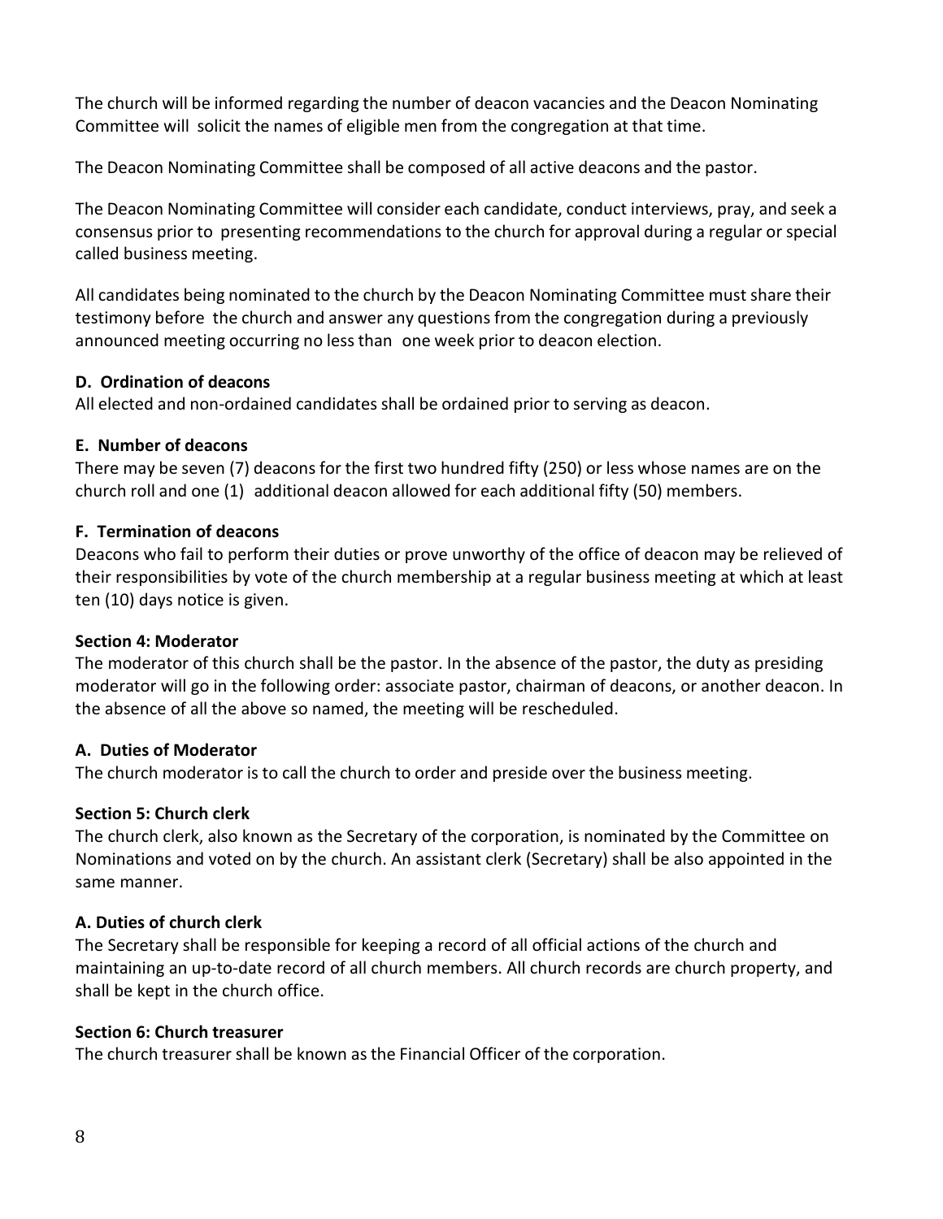The church will be informed regarding the number of deacon vacancies and the Deacon Nominating Committee will solicit the names of eligible men from the congregation at that time.

The Deacon Nominating Committee shall be composed of all active deacons and the pastor.

The Deacon Nominating Committee will consider each candidate, conduct interviews, pray, and seek a consensus prior to presenting recommendations to the church for approval during a regular or special called business meeting.

All candidates being nominated to the church by the Deacon Nominating Committee must share their testimony before the church and answer any questions from the congregation during a previously announced meeting occurring no less than one week prior to deacon election.

**D. Ordination of deacons**

All elected and non-ordained candidates shall be ordained prior to serving as deacon.

**E. Number of deacons**

There may be seven (7) deacons for the first two hundred fifty (250) or less whose names are on the church roll and one (1) additional deacon allowed for each additional fifty (50) members.

**F. Termination of deacons**

Deacons who fail to perform their duties or prove unworthy of the office of deacon may be relieved of their responsibilities by vote of the church membership at a regular business meeting at which at least ten (10) days notice is given.

**Section 4: Moderator**

The moderator of this church shall be the pastor. In the absence of the pastor, the duty as presiding moderator will go in the following order: associate pastor, chairman of deacons, or another deacon. In the absence of all the above so named, the meeting will be rescheduled.

**A. Duties of Moderator**

The church moderator is to call the church to order and preside over the business meeting.

**Section 5: Church clerk**

The church clerk, also known as the Secretary of the corporation, is nominated by the Committee on Nominations and voted on by the church. An assistant clerk (Secretary) shall be also appointed in the same manner.

**A. Duties of church clerk**

The Secretary shall be responsible for keeping a record of all official actions of the church and maintaining an up-to-date record of all church members. All church records are church property, and shall be kept in the church office.

**Section 6: Church treasurer**

The church treasurer shall be known as the Financial Officer of the corporation.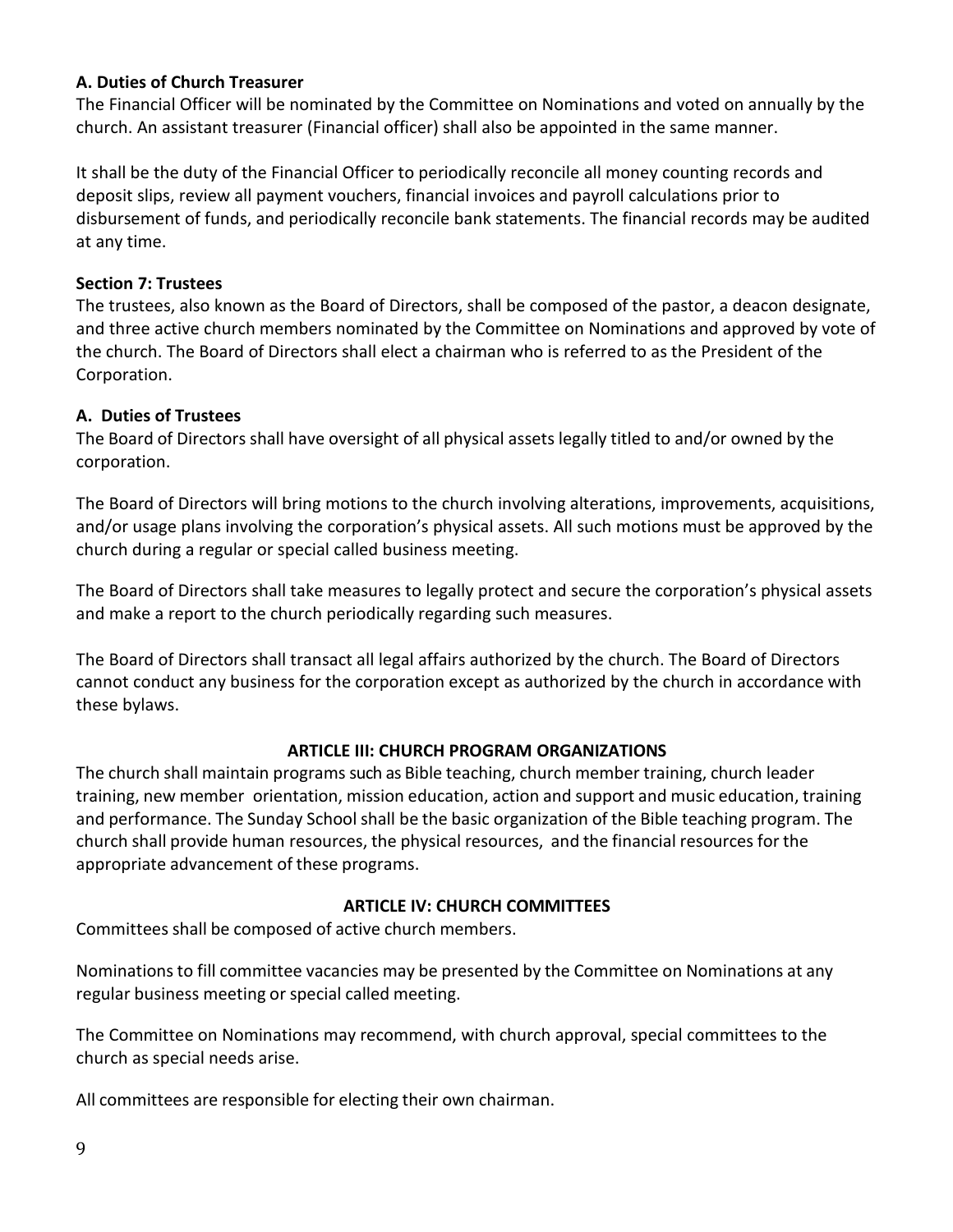### A. Duties of Church Treasurer

The Financial Officer will be nominated by the Committee on Nominations and voted on annually by the church. An assistant treasurer (Financial officer) shall also be appointed in the same manner.

It shall be the duty of the Financial Officer to periodically reconcile all money counting records and deposit slips, review all payment vouchers, financial invoices and payroll calculations prior to disbursement of funds, and periodically reconcile bank statements. The financial records may be audited at any time.

### Section 7: Trustees

The trustees, also known as the Board of Directors, shall be composed of the pastor, a deacon designate, and three active church members nominated by the Committee on Nominations and approved by vote of the church. The Board of Directors shall elect a chairman who is referred to as the President of the Corporation.

### A. Duties of Trustees

The Board of Directors shall have oversight of all physical assets legally titled to and/or owned by the corporation.

The Board of Directors will bring motions to the church involving alterations, improvements, acquisitions, and/or usage plans involving the corporation's physical assets. All such motions must be approved by the church during a regular or special called business meeting.

The Board of Directors shall take measures to legally protect and secure the corporation's physical assets and make a report to the church periodically regarding such measures.

The Board of Directors shall transact all legal affairs authorized by the church. The Board of Directors cannot conduct any business for the corporation except as authorized by the church in accordance with these bylaws.

## ARTICLE III: CHURCH PROGRAM ORGANIZATIONS

The church shall maintain programs such as Bible teaching, church member training, church leader training, new member orientation, mission education, action and support and music education, training and performance. The Sunday School shall be the basic organization of the Bible teaching program. The church shall provide human resources, the physical resources, and the financial resources for the appropriate advancement of these programs.

## ARTICLE IV: CHURCH COMMITTEES

Committees shall be composed of active church members.

Nominations to fill committee vacancies may be presented by the Committee on Nominations at any regular business meeting or special called meeting.

The Committee on Nominations may recommend, with church approval, special committees to the church as special needs arise.

All committees are responsible for electing their own chairman.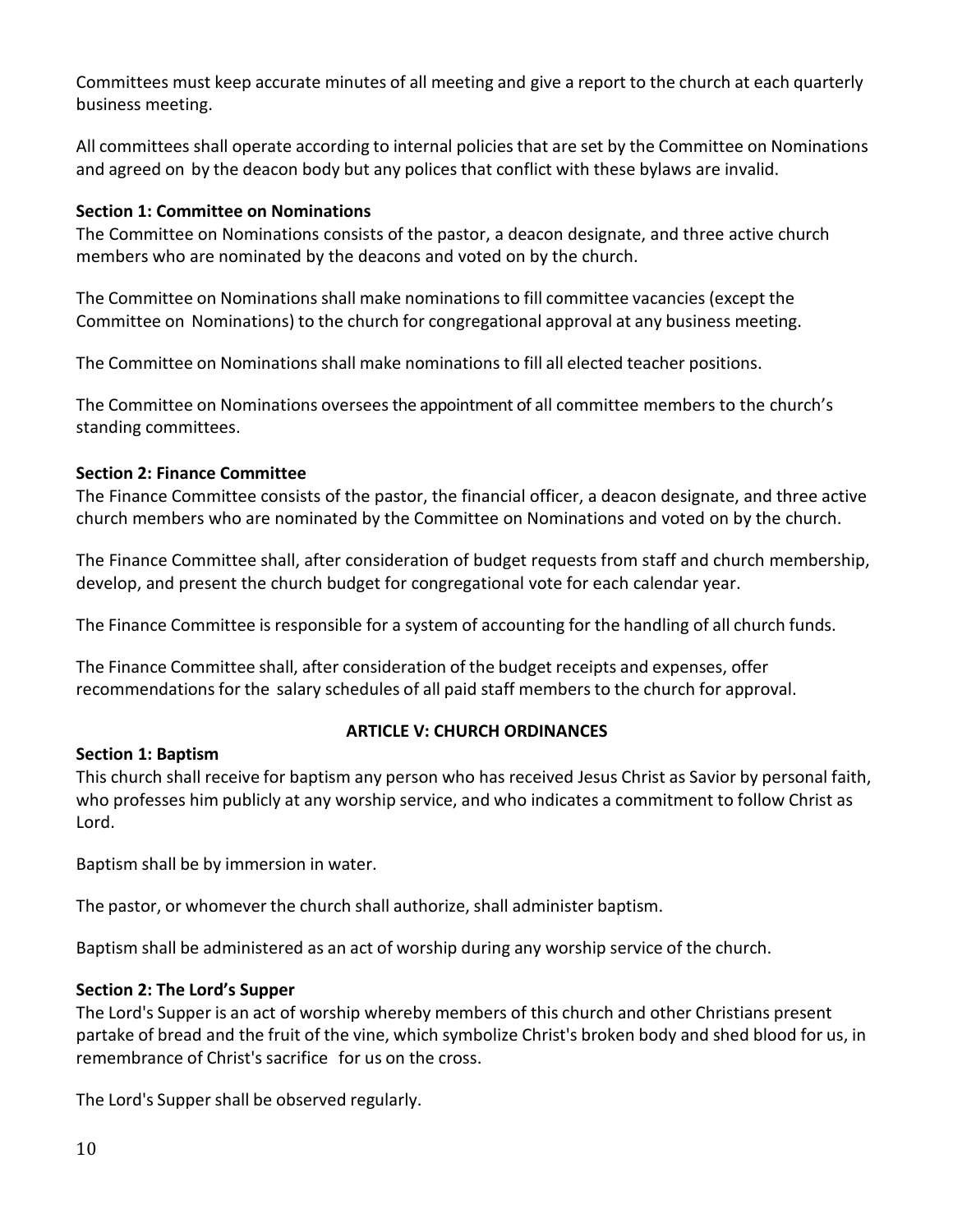Committees must keep accurate minutes of all meeting and give a report to the church at each quarterly business meeting.

All committees shall operate according to internal policies that are set by the Committee on Nominations and agreed on by the deacon body but any polices that conflict with these bylaws are invalid.

**Section 1: Committee on Nominations**
The Committee on Nominations consists of the pastor, a deacon designate, and three active church members who are nominated by the deacons and voted on by the church.

The Committee on Nominations shall make nominations to fill committee vacancies (except the Committee on Nominations) to the church for congregational approval at any business meeting.

The Committee on Nominations shall make nominations to fill all elected teacher positions.

The Committee on Nominations oversees the appointment of all committee members to the church's standing committees.

**Section 2: Finance Committee**
The Finance Committee consists of the pastor, the financial officer, a deacon designate, and three active church members who are nominated by the Committee on Nominations and voted on by the church.

The Finance Committee shall, after consideration of budget requests from staff and church membership, develop, and present the church budget for congregational vote for each calendar year.

The Finance Committee is responsible for a system of accounting for the handling of all church funds.

The Finance Committee shall, after consideration of the budget receipts and expenses, offer recommendations for the salary schedules of all paid staff members to the church for approval.

## ARTICLE V: CHURCH ORDINANCES

**Section 1: Baptism**
This church shall receive for baptism any person who has received Jesus Christ as Savior by personal faith, who professes him publicly at any worship service, and who indicates a commitment to follow Christ as Lord.

Baptism shall be by immersion in water.

The pastor, or whomever the church shall authorize, shall administer baptism.

Baptism shall be administered as an act of worship during any worship service of the church.

**Section 2: The Lord's Supper**
The Lord's Supper is an act of worship whereby members of this church and other Christians present partake of bread and the fruit of the vine, which symbolize Christ's broken body and shed blood for us, in remembrance of Christ's sacrifice for us on the cross.

The Lord's Supper shall be observed regularly.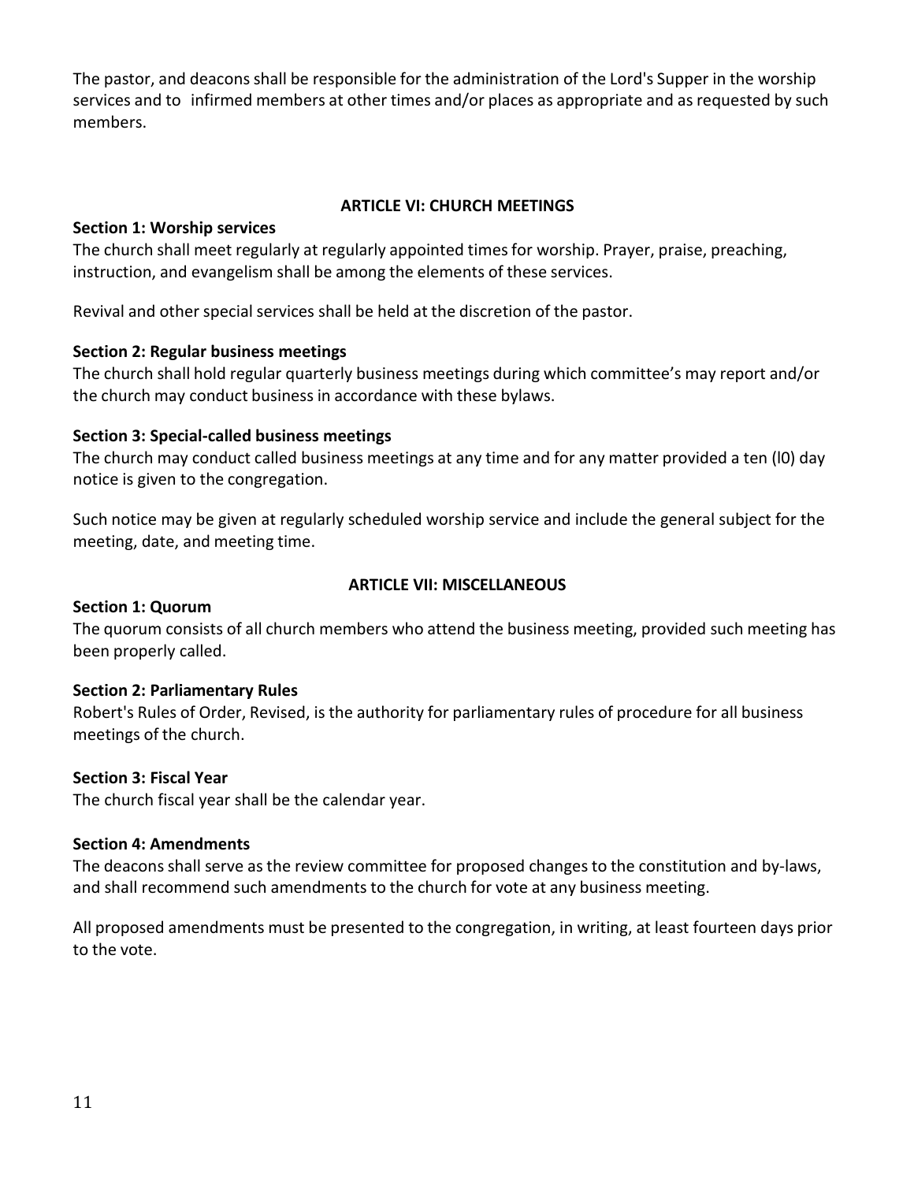The pastor, and deacons shall be responsible for the administration of the Lord's Supper in the worship services and to infirmed members at other times and/or places as appropriate and as requested by such members.

## ARTICLE VI: CHURCH MEETINGS

**Section 1: Worship services**

The church shall meet regularly at regularly appointed times for worship. Prayer, praise, preaching, instruction, and evangelism shall be among the elements of these services.

Revival and other special services shall be held at the discretion of the pastor.

**Section 2: Regular business meetings**

The church shall hold regular quarterly business meetings during which committee's may report and/or the church may conduct business in accordance with these bylaws.

**Section 3: Special-called business meetings**

The church may conduct called business meetings at any time and for any matter provided a ten (l0) day notice is given to the congregation.

Such notice may be given at regularly scheduled worship service and include the general subject for the meeting, date, and meeting time.

## ARTICLE VII: MISCELLANEOUS

**Section 1: Quorum**

The quorum consists of all church members who attend the business meeting, provided such meeting has been properly called.

**Section 2: Parliamentary Rules**

Robert's Rules of Order, Revised, is the authority for parliamentary rules of procedure for all business meetings of the church.

**Section 3: Fiscal Year**

The church fiscal year shall be the calendar year.

**Section 4: Amendments**

The deacons shall serve as the review committee for proposed changes to the constitution and by-laws, and shall recommend such amendments to the church for vote at any business meeting.

All proposed amendments must be presented to the congregation, in writing, at least fourteen days prior to the vote.